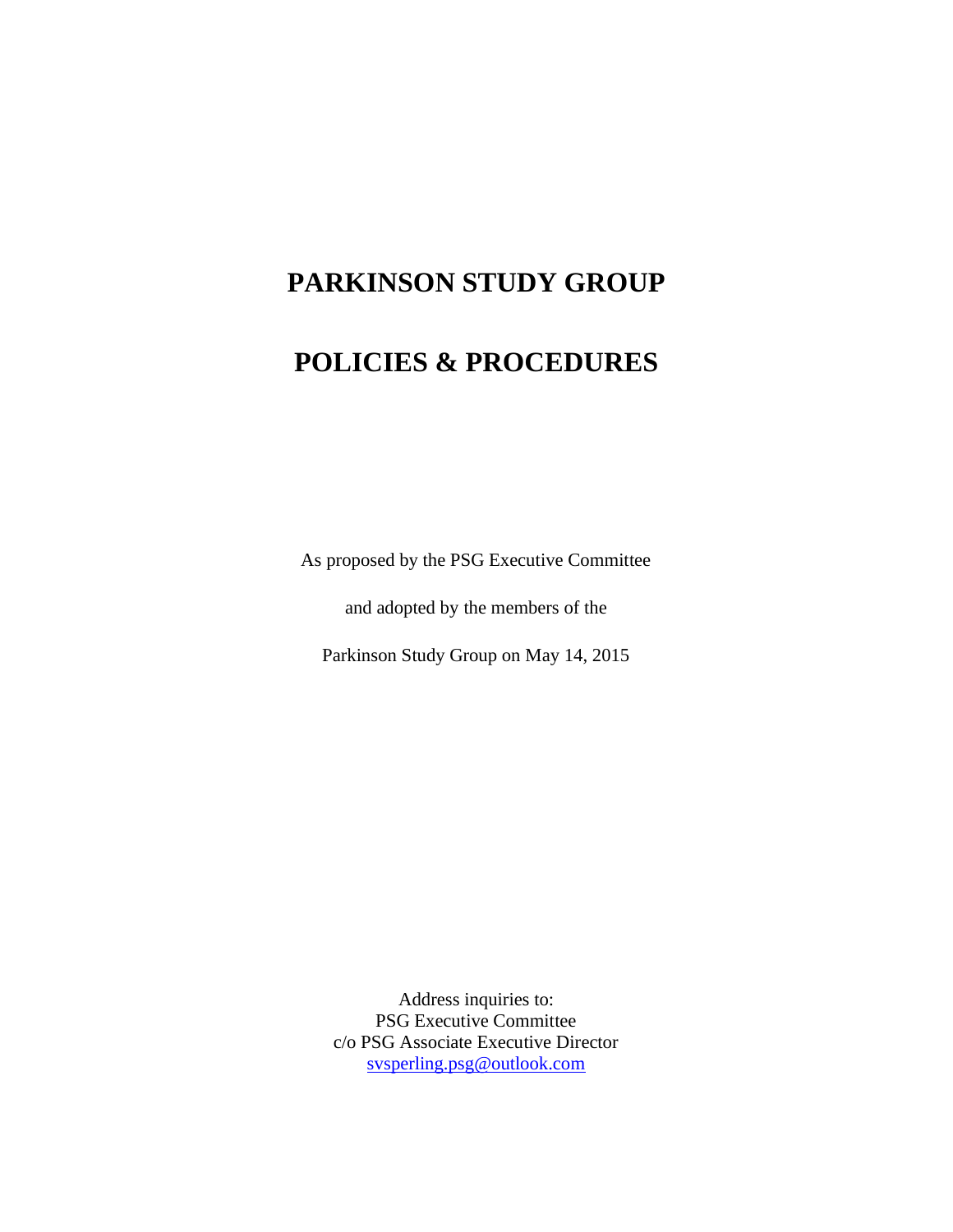# PARKINSON STUDY GROUP

# POLICIES & PROCEDURES

As proposed by the PSG Executive Committee

and adopted by the members of the

Parkinson Study Group on May 14, 2015

Address inquiries to:
PSG Executive Committee
c/o PSG Associate Executive Director
svsperling.psg@outlook.com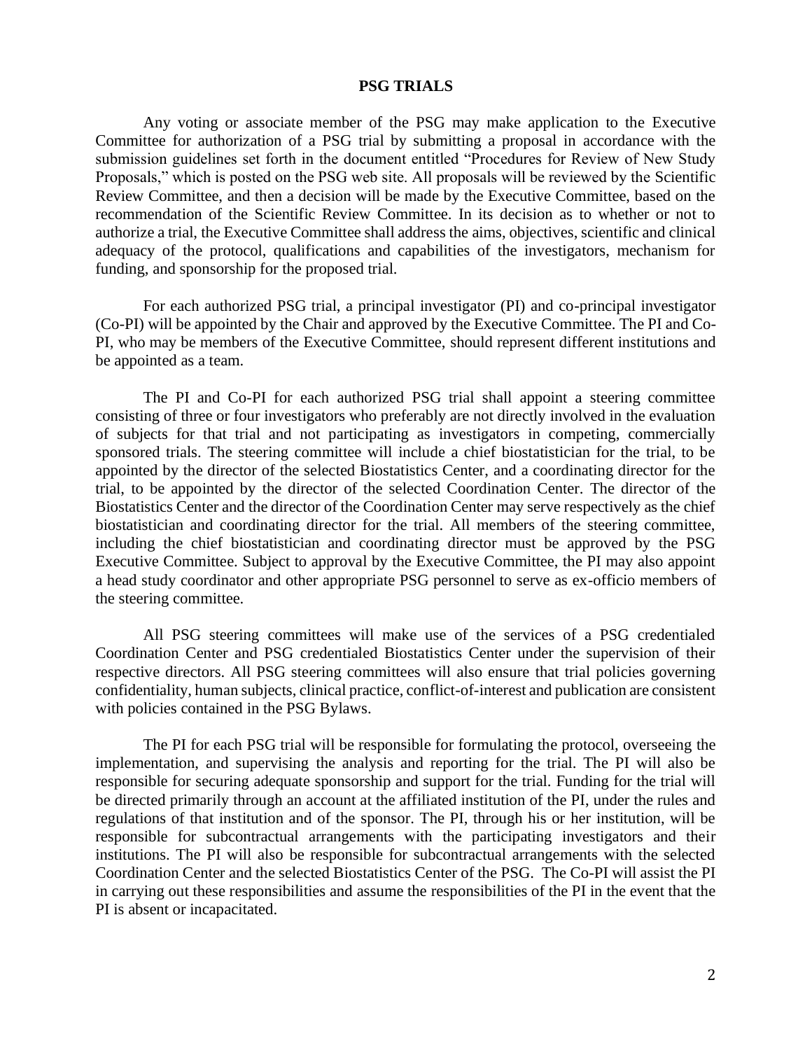## PSG TRIALS

Any voting or associate member of the PSG may make application to the Executive Committee for authorization of a PSG trial by submitting a proposal in accordance with the submission guidelines set forth in the document entitled "Procedures for Review of New Study Proposals," which is posted on the PSG web site. All proposals will be reviewed by the Scientific Review Committee, and then a decision will be made by the Executive Committee, based on the recommendation of the Scientific Review Committee. In its decision as to whether or not to authorize a trial, the Executive Committee shall address the aims, objectives, scientific and clinical adequacy of the protocol, qualifications and capabilities of the investigators, mechanism for funding, and sponsorship for the proposed trial.

For each authorized PSG trial, a principal investigator (PI) and co-principal investigator (Co-PI) will be appointed by the Chair and approved by the Executive Committee. The PI and Co-PI, who may be members of the Executive Committee, should represent different institutions and be appointed as a team.

The PI and Co-PI for each authorized PSG trial shall appoint a steering committee consisting of three or four investigators who preferably are not directly involved in the evaluation of subjects for that trial and not participating as investigators in competing, commercially sponsored trials. The steering committee will include a chief biostatistician for the trial, to be appointed by the director of the selected Biostatistics Center, and a coordinating director for the trial, to be appointed by the director of the selected Coordination Center. The director of the Biostatistics Center and the director of the Coordination Center may serve respectively as the chief biostatistician and coordinating director for the trial. All members of the steering committee, including the chief biostatistician and coordinating director must be approved by the PSG Executive Committee. Subject to approval by the Executive Committee, the PI may also appoint a head study coordinator and other appropriate PSG personnel to serve as ex-officio members of the steering committee.

All PSG steering committees will make use of the services of a PSG credentialed Coordination Center and PSG credentialed Biostatistics Center under the supervision of their respective directors. All PSG steering committees will also ensure that trial policies governing confidentiality, human subjects, clinical practice, conflict-of-interest and publication are consistent with policies contained in the PSG Bylaws.

The PI for each PSG trial will be responsible for formulating the protocol, overseeing the implementation, and supervising the analysis and reporting for the trial. The PI will also be responsible for securing adequate sponsorship and support for the trial. Funding for the trial will be directed primarily through an account at the affiliated institution of the PI, under the rules and regulations of that institution and of the sponsor. The PI, through his or her institution, will be responsible for subcontractual arrangements with the participating investigators and their institutions. The PI will also be responsible for subcontractual arrangements with the selected Coordination Center and the selected Biostatistics Center of the PSG. The Co-PI will assist the PI in carrying out these responsibilities and assume the responsibilities of the PI in the event that the PI is absent or incapacitated.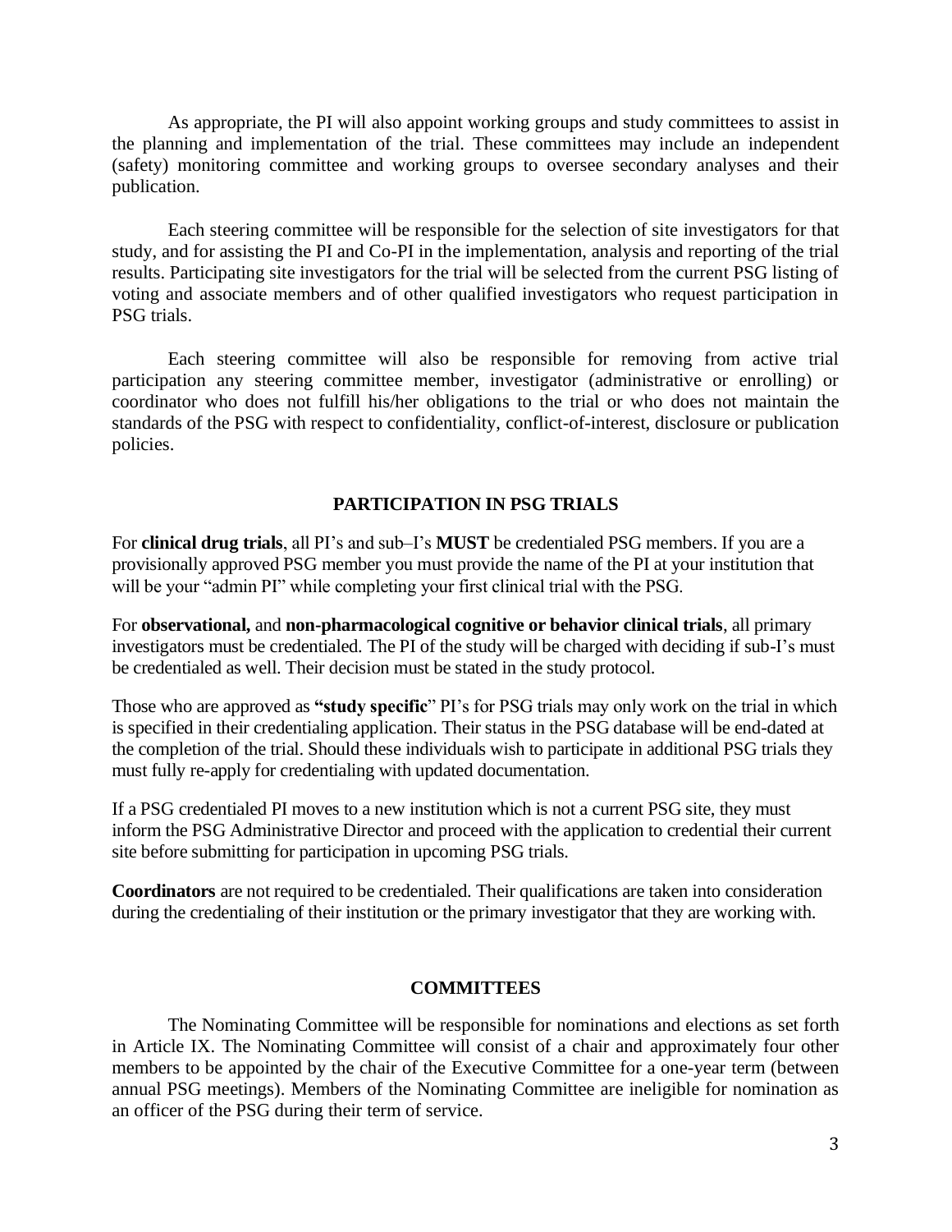As appropriate, the PI will also appoint working groups and study committees to assist in the planning and implementation of the trial. These committees may include an independent (safety) monitoring committee and working groups to oversee secondary analyses and their publication.

Each steering committee will be responsible for the selection of site investigators for that study, and for assisting the PI and Co-PI in the implementation, analysis and reporting of the trial results. Participating site investigators for the trial will be selected from the current PSG listing of voting and associate members and of other qualified investigators who request participation in PSG trials.

Each steering committee will also be responsible for removing from active trial participation any steering committee member, investigator (administrative or enrolling) or coordinator who does not fulfill his/her obligations to the trial or who does not maintain the standards of the PSG with respect to confidentiality, conflict-of-interest, disclosure or publication policies.

## PARTICIPATION IN PSG TRIALS

For **clinical drug trials**, all PI's and sub–I's **MUST** be credentialed PSG members. If you are a provisionally approved PSG member you must provide the name of the PI at your institution that will be your "admin PI" while completing your first clinical trial with the PSG.

For **observational,** and **non-pharmacological cognitive or behavior clinical trials**, all primary investigators must be credentialed. The PI of the study will be charged with deciding if sub-I's must be credentialed as well. Their decision must be stated in the study protocol.

Those who are approved as **"study specific**" PI's for PSG trials may only work on the trial in which is specified in their credentialing application. Their status in the PSG database will be end-dated at the completion of the trial. Should these individuals wish to participate in additional PSG trials they must fully re-apply for credentialing with updated documentation.

If a PSG credentialed PI moves to a new institution which is not a current PSG site, they must inform the PSG Administrative Director and proceed with the application to credential their current site before submitting for participation in upcoming PSG trials.

**Coordinators** are not required to be credentialed. Their qualifications are taken into consideration during the credentialing of their institution or the primary investigator that they are working with.

## COMMITTEES

The Nominating Committee will be responsible for nominations and elections as set forth in Article IX. The Nominating Committee will consist of a chair and approximately four other members to be appointed by the chair of the Executive Committee for a one-year term (between annual PSG meetings). Members of the Nominating Committee are ineligible for nomination as an officer of the PSG during their term of service.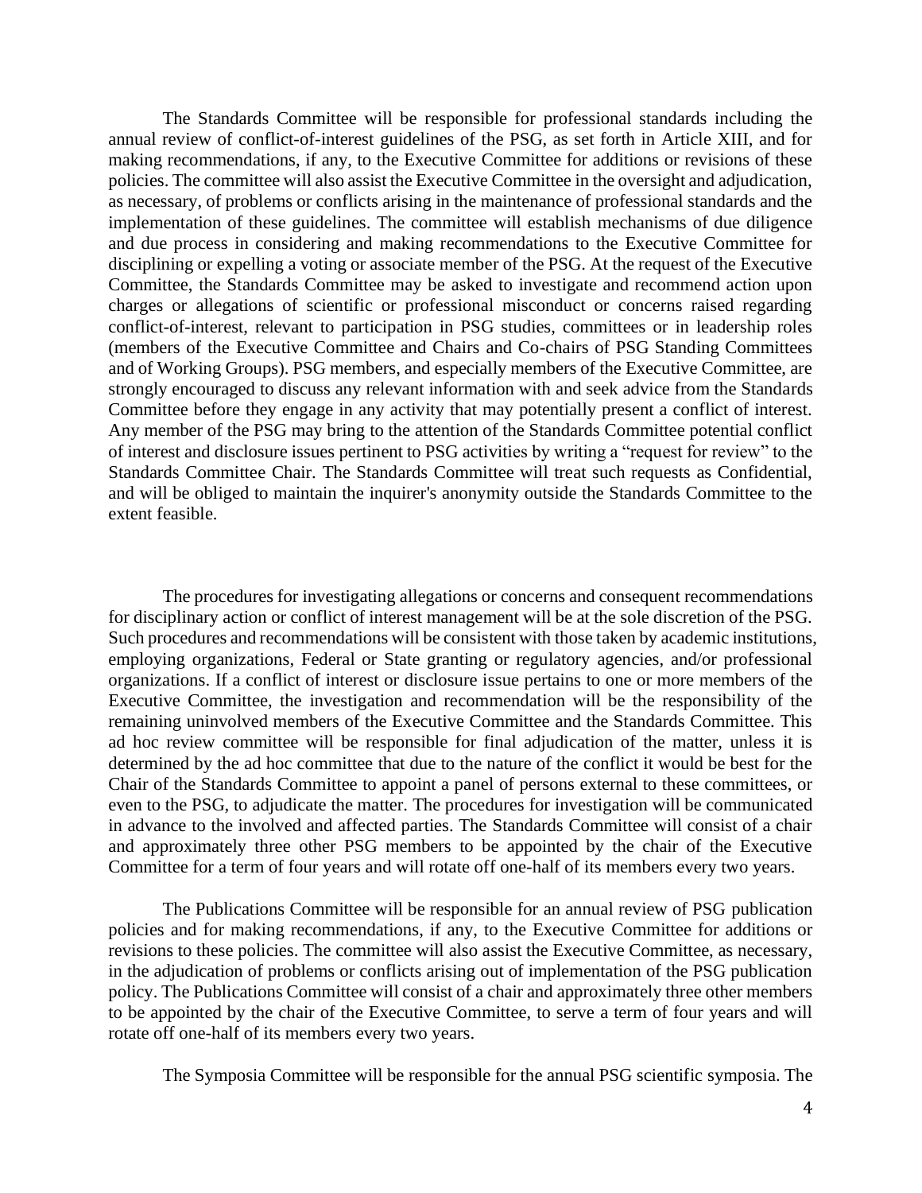The Standards Committee will be responsible for professional standards including the annual review of conflict-of-interest guidelines of the PSG, as set forth in Article XIII, and for making recommendations, if any, to the Executive Committee for additions or revisions of these policies. The committee will also assist the Executive Committee in the oversight and adjudication, as necessary, of problems or conflicts arising in the maintenance of professional standards and the implementation of these guidelines. The committee will establish mechanisms of due diligence and due process in considering and making recommendations to the Executive Committee for disciplining or expelling a voting or associate member of the PSG. At the request of the Executive Committee, the Standards Committee may be asked to investigate and recommend action upon charges or allegations of scientific or professional misconduct or concerns raised regarding conflict-of-interest, relevant to participation in PSG studies, committees or in leadership roles (members of the Executive Committee and Chairs and Co-chairs of PSG Standing Committees and of Working Groups). PSG members, and especially members of the Executive Committee, are strongly encouraged to discuss any relevant information with and seek advice from the Standards Committee before they engage in any activity that may potentially present a conflict of interest. Any member of the PSG may bring to the attention of the Standards Committee potential conflict of interest and disclosure issues pertinent to PSG activities by writing a "request for review" to the Standards Committee Chair. The Standards Committee will treat such requests as Confidential, and will be obliged to maintain the inquirer's anonymity outside the Standards Committee to the extent feasible.

The procedures for investigating allegations or concerns and consequent recommendations for disciplinary action or conflict of interest management will be at the sole discretion of the PSG. Such procedures and recommendations will be consistent with those taken by academic institutions, employing organizations, Federal or State granting or regulatory agencies, and/or professional organizations. If a conflict of interest or disclosure issue pertains to one or more members of the Executive Committee, the investigation and recommendation will be the responsibility of the remaining uninvolved members of the Executive Committee and the Standards Committee. This ad hoc review committee will be responsible for final adjudication of the matter, unless it is determined by the ad hoc committee that due to the nature of the conflict it would be best for the Chair of the Standards Committee to appoint a panel of persons external to these committees, or even to the PSG, to adjudicate the matter. The procedures for investigation will be communicated in advance to the involved and affected parties. The Standards Committee will consist of a chair and approximately three other PSG members to be appointed by the chair of the Executive Committee for a term of four years and will rotate off one-half of its members every two years.

The Publications Committee will be responsible for an annual review of PSG publication policies and for making recommendations, if any, to the Executive Committee for additions or revisions to these policies. The committee will also assist the Executive Committee, as necessary, in the adjudication of problems or conflicts arising out of implementation of the PSG publication policy. The Publications Committee will consist of a chair and approximately three other members to be appointed by the chair of the Executive Committee, to serve a term of four years and will rotate off one-half of its members every two years.

The Symposia Committee will be responsible for the annual PSG scientific symposia. The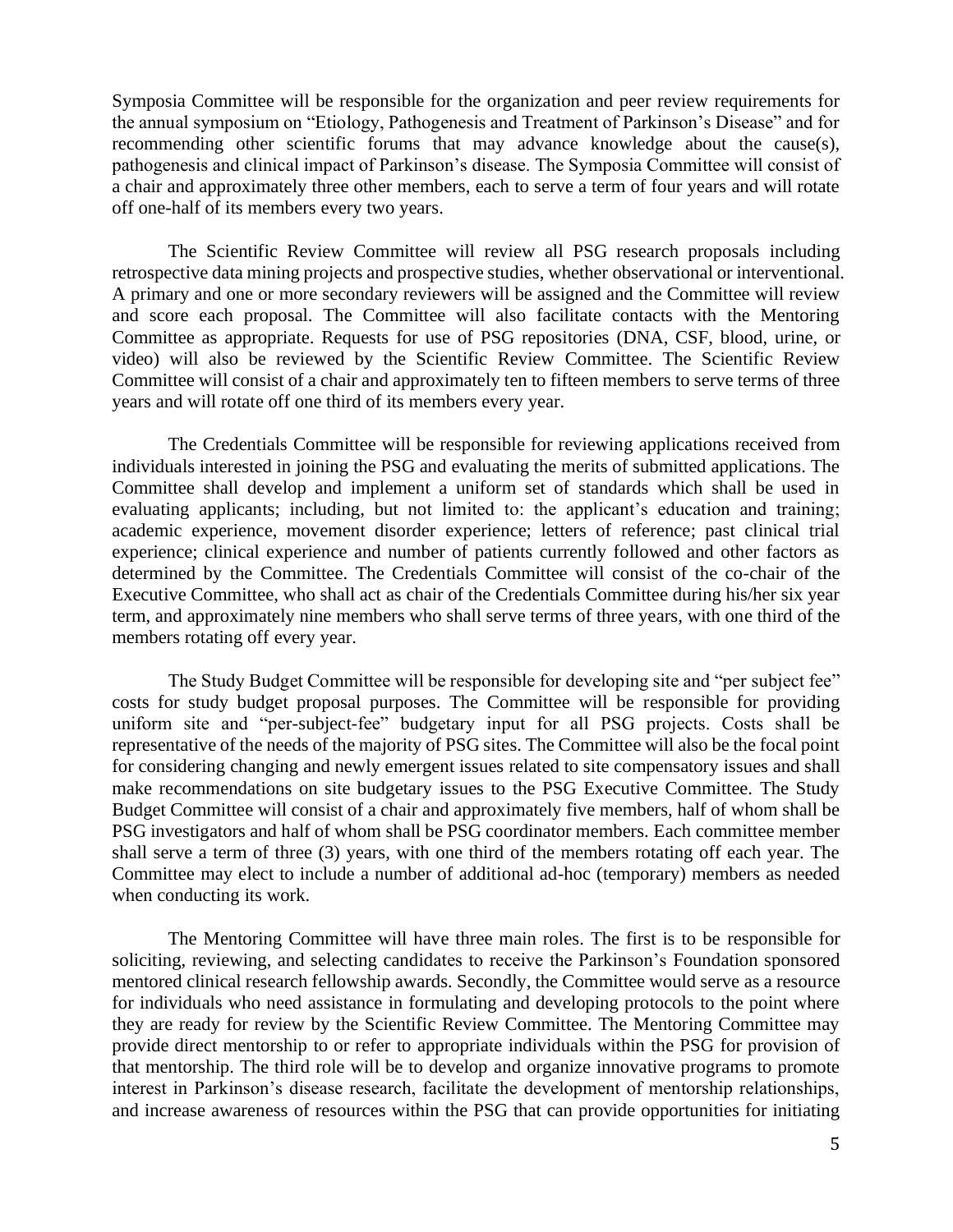Symposia Committee will be responsible for the organization and peer review requirements for the annual symposium on "Etiology, Pathogenesis and Treatment of Parkinson's Disease" and for recommending other scientific forums that may advance knowledge about the cause(s), pathogenesis and clinical impact of Parkinson's disease. The Symposia Committee will consist of a chair and approximately three other members, each to serve a term of four years and will rotate off one-half of its members every two years.

The Scientific Review Committee will review all PSG research proposals including retrospective data mining projects and prospective studies, whether observational or interventional. A primary and one or more secondary reviewers will be assigned and the Committee will review and score each proposal. The Committee will also facilitate contacts with the Mentoring Committee as appropriate. Requests for use of PSG repositories (DNA, CSF, blood, urine, or video) will also be reviewed by the Scientific Review Committee. The Scientific Review Committee will consist of a chair and approximately ten to fifteen members to serve terms of three years and will rotate off one third of its members every year.

The Credentials Committee will be responsible for reviewing applications received from individuals interested in joining the PSG and evaluating the merits of submitted applications. The Committee shall develop and implement a uniform set of standards which shall be used in evaluating applicants; including, but not limited to: the applicant's education and training; academic experience, movement disorder experience; letters of reference; past clinical trial experience; clinical experience and number of patients currently followed and other factors as determined by the Committee. The Credentials Committee will consist of the co-chair of the Executive Committee, who shall act as chair of the Credentials Committee during his/her six year term, and approximately nine members who shall serve terms of three years, with one third of the members rotating off every year.

The Study Budget Committee will be responsible for developing site and "per subject fee" costs for study budget proposal purposes. The Committee will be responsible for providing uniform site and "per-subject-fee" budgetary input for all PSG projects. Costs shall be representative of the needs of the majority of PSG sites. The Committee will also be the focal point for considering changing and newly emergent issues related to site compensatory issues and shall make recommendations on site budgetary issues to the PSG Executive Committee. The Study Budget Committee will consist of a chair and approximately five members, half of whom shall be PSG investigators and half of whom shall be PSG coordinator members. Each committee member shall serve a term of three (3) years, with one third of the members rotating off each year. The Committee may elect to include a number of additional ad-hoc (temporary) members as needed when conducting its work.

The Mentoring Committee will have three main roles. The first is to be responsible for soliciting, reviewing, and selecting candidates to receive the Parkinson's Foundation sponsored mentored clinical research fellowship awards. Secondly, the Committee would serve as a resource for individuals who need assistance in formulating and developing protocols to the point where they are ready for review by the Scientific Review Committee. The Mentoring Committee may provide direct mentorship to or refer to appropriate individuals within the PSG for provision of that mentorship. The third role will be to develop and organize innovative programs to promote interest in Parkinson's disease research, facilitate the development of mentorship relationships, and increase awareness of resources within the PSG that can provide opportunities for initiating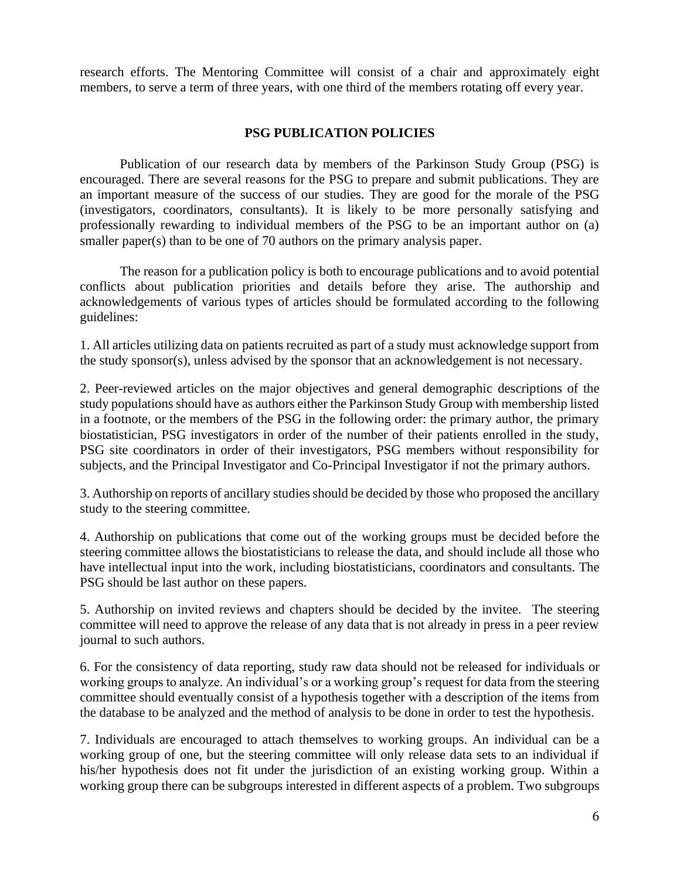research efforts. The Mentoring Committee will consist of a chair and approximately eight members, to serve a term of three years, with one third of the members rotating off every year.

## PSG PUBLICATION POLICIES

Publication of our research data by members of the Parkinson Study Group (PSG) is encouraged. There are several reasons for the PSG to prepare and submit publications. They are an important measure of the success of our studies. They are good for the morale of the PSG (investigators, coordinators, consultants). It is likely to be more personally satisfying and professionally rewarding to individual members of the PSG to be an important author on (a) smaller paper(s) than to be one of 70 authors on the primary analysis paper.

The reason for a publication policy is both to encourage publications and to avoid potential conflicts about publication priorities and details before they arise. The authorship and acknowledgements of various types of articles should be formulated according to the following guidelines:

1. All articles utilizing data on patients recruited as part of a study must acknowledge support from the study sponsor(s), unless advised by the sponsor that an acknowledgement is not necessary.

2. Peer-reviewed articles on the major objectives and general demographic descriptions of the study populations should have as authors either the Parkinson Study Group with membership listed in a footnote, or the members of the PSG in the following order: the primary author, the primary biostatistician, PSG investigators in order of the number of their patients enrolled in the study, PSG site coordinators in order of their investigators, PSG members without responsibility for subjects, and the Principal Investigator and Co-Principal Investigator if not the primary authors.

3. Authorship on reports of ancillary studies should be decided by those who proposed the ancillary study to the steering committee.

4. Authorship on publications that come out of the working groups must be decided before the steering committee allows the biostatisticians to release the data, and should include all those who have intellectual input into the work, including biostatisticians, coordinators and consultants. The PSG should be last author on these papers.

5. Authorship on invited reviews and chapters should be decided by the invitee. The steering committee will need to approve the release of any data that is not already in press in a peer review journal to such authors.

6. For the consistency of data reporting, study raw data should not be released for individuals or working groups to analyze. An individual's or a working group's request for data from the steering committee should eventually consist of a hypothesis together with a description of the items from the database to be analyzed and the method of analysis to be done in order to test the hypothesis.

7. Individuals are encouraged to attach themselves to working groups. An individual can be a working group of one, but the steering committee will only release data sets to an individual if his/her hypothesis does not fit under the jurisdiction of an existing working group. Within a working group there can be subgroups interested in different aspects of a problem. Two subgroups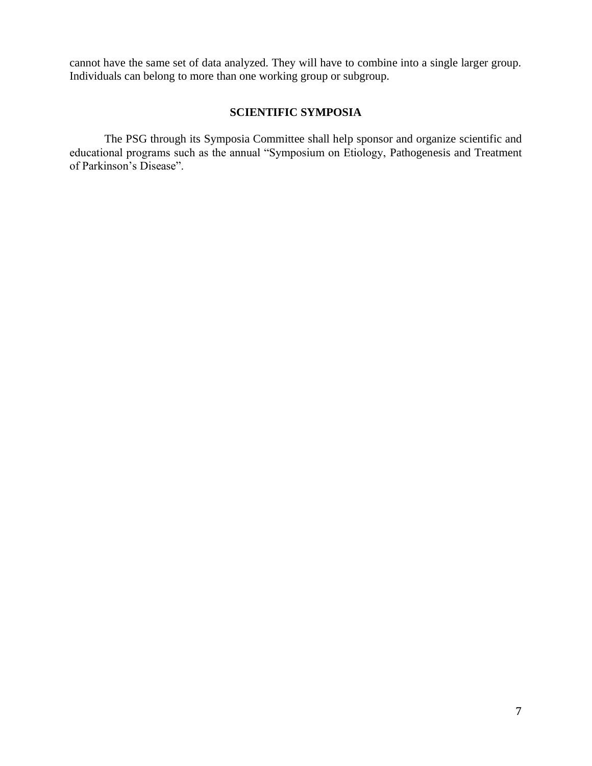cannot have the same set of data analyzed. They will have to combine into a single larger group. Individuals can belong to more than one working group or subgroup.

## SCIENTIFIC SYMPOSIA

The PSG through its Symposia Committee shall help sponsor and organize scientific and educational programs such as the annual "Symposium on Etiology, Pathogenesis and Treatment of Parkinson's Disease".